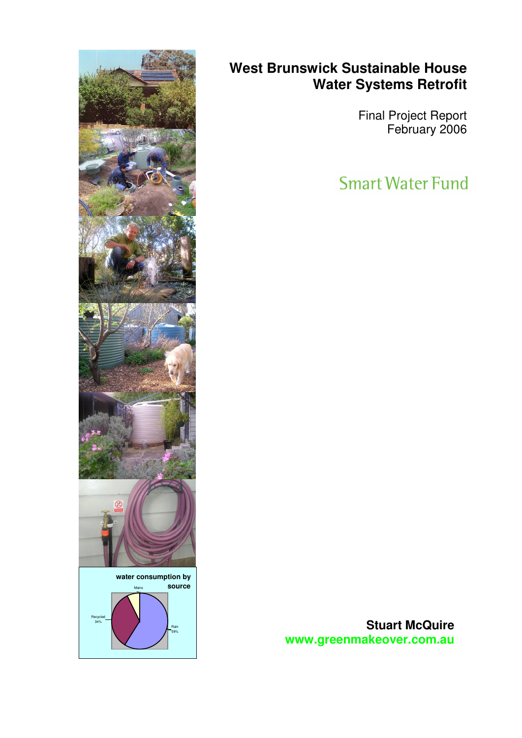# West Brunswick Sustainable House
# Water Systems Retrofit

Final Project Report
February 2006

Smart Water Fund

**Stuart McQuire**
**www.greenmakeover.com.au**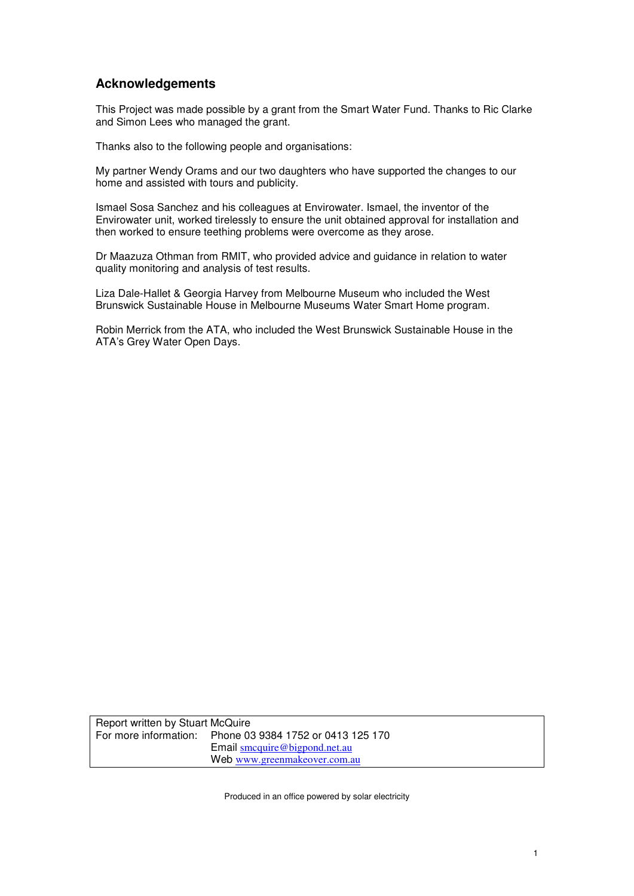## Acknowledgements

This Project was made possible by a grant from the Smart Water Fund. Thanks to Ric Clarke and Simon Lees who managed the grant.

Thanks also to the following people and organisations:

My partner Wendy Orams and our two daughters who have supported the changes to our home and assisted with tours and publicity.

Ismael Sosa Sanchez and his colleagues at Envirowater. Ismael, the inventor of the Envirowater unit, worked tirelessly to ensure the unit obtained approval for installation and then worked to ensure teething problems were overcome as they arose.

Dr Maazuza Othman from RMIT, who provided advice and guidance in relation to water quality monitoring and analysis of test results.

Liza Dale-Hallet & Georgia Harvey from Melbourne Museum who included the West Brunswick Sustainable House in Melbourne Museums Water Smart Home program.

Robin Merrick from the ATA, who included the West Brunswick Sustainable House in the ATA's Grey Water Open Days.

| Report written by Stuart McQuire | |
|---|---|
| For more information: | Phone 03 9384 1752 or 0413 125 170 |
| | Email smcquire@bigpond.net.au |
| | Web www.greenmakeover.com.au |

Produced in an office powered by solar electricity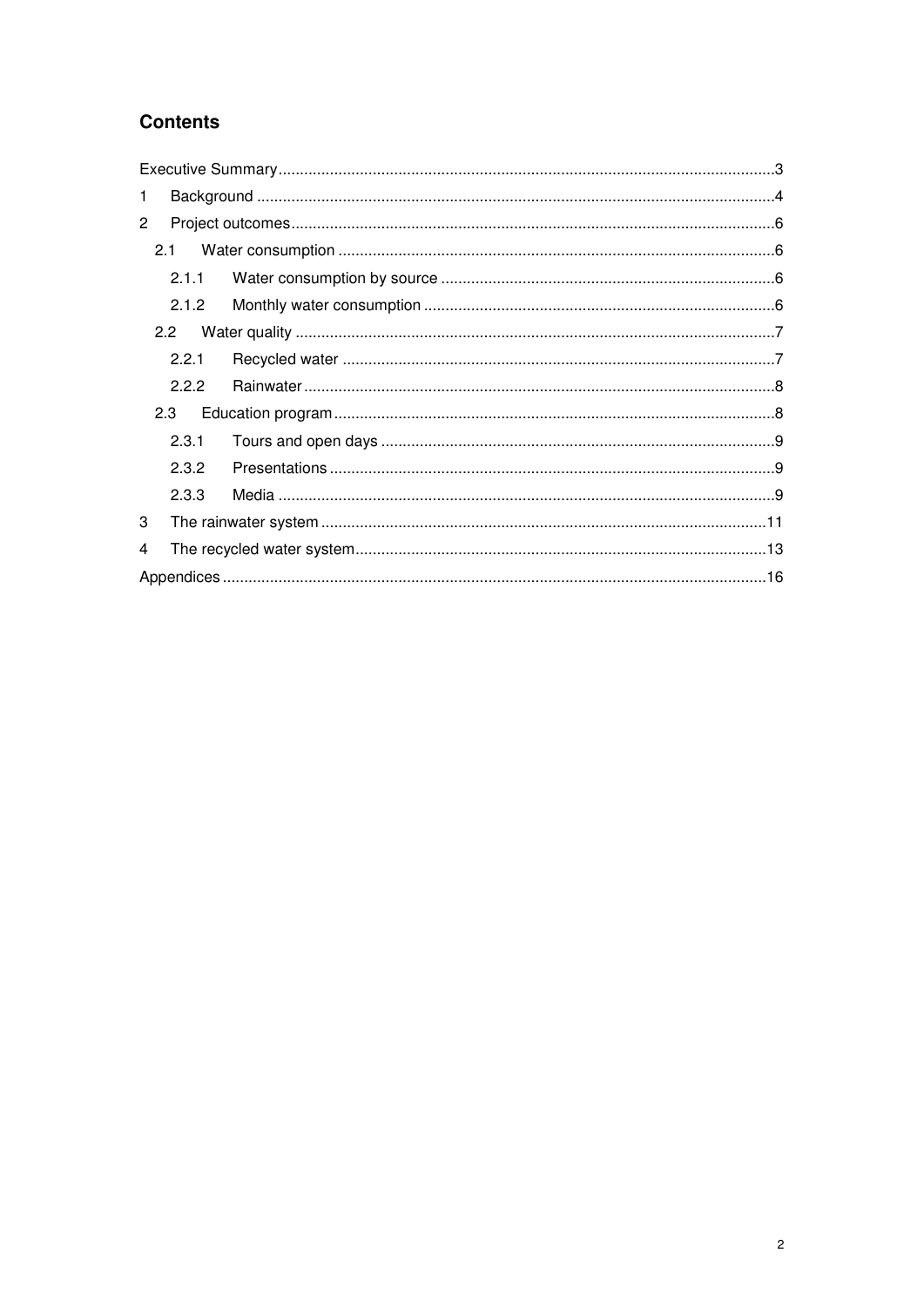## Contents

Executive Summary ..................................................3
1 Background ..................................................4
2 Project outcomes ..................................................6
  2.1 Water consumption ..................................................6
    2.1.1 Water consumption by source ..................................................6
    2.1.2 Monthly water consumption ..................................................6
  2.2 Water quality ..................................................7
    2.2.1 Recycled water ..................................................7
    2.2.2 Rainwater ..................................................8
  2.3 Education program ..................................................8
    2.3.1 Tours and open days ..................................................9
    2.3.2 Presentations ..................................................9
    2.3.3 Media ..................................................9
3 The rainwater system ..................................................11
4 The recycled water system ..................................................13
Appendices ..................................................16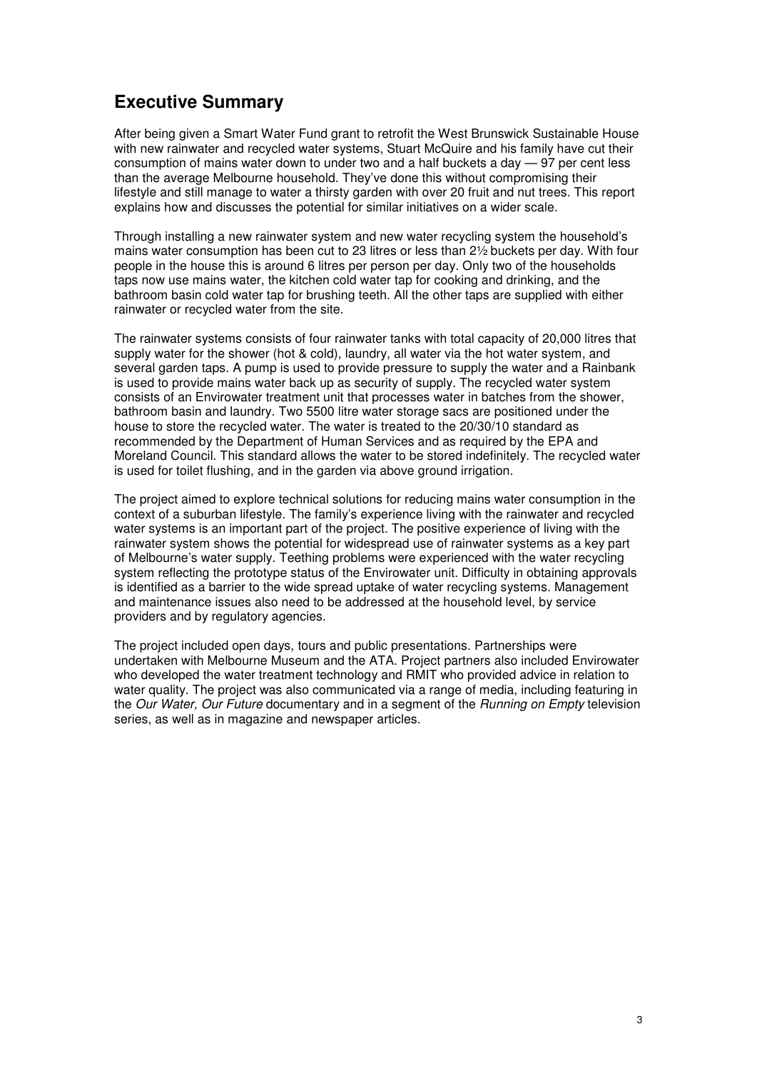## Executive Summary

After being given a Smart Water Fund grant to retrofit the West Brunswick Sustainable House with new rainwater and recycled water systems, Stuart McQuire and his family have cut their consumption of mains water down to under two and a half buckets a day — 97 per cent less than the average Melbourne household. They've done this without compromising their lifestyle and still manage to water a thirsty garden with over 20 fruit and nut trees. This report explains how and discusses the potential for similar initiatives on a wider scale.

Through installing a new rainwater system and new water recycling system the household's mains water consumption has been cut to 23 litres or less than 2½ buckets per day. With four people in the house this is around 6 litres per person per day. Only two of the households taps now use mains water, the kitchen cold water tap for cooking and drinking, and the bathroom basin cold water tap for brushing teeth. All the other taps are supplied with either rainwater or recycled water from the site.

The rainwater systems consists of four rainwater tanks with total capacity of 20,000 litres that supply water for the shower (hot & cold), laundry, all water via the hot water system, and several garden taps. A pump is used to provide pressure to supply the water and a Rainbank is used to provide mains water back up as security of supply. The recycled water system consists of an Envirowater treatment unit that processes water in batches from the shower, bathroom basin and laundry. Two 5500 litre water storage sacs are positioned under the house to store the recycled water. The water is treated to the 20/30/10 standard as recommended by the Department of Human Services and as required by the EPA and Moreland Council. This standard allows the water to be stored indefinitely. The recycled water is used for toilet flushing, and in the garden via above ground irrigation.

The project aimed to explore technical solutions for reducing mains water consumption in the context of a suburban lifestyle. The family's experience living with the rainwater and recycled water systems is an important part of the project. The positive experience of living with the rainwater system shows the potential for widespread use of rainwater systems as a key part of Melbourne's water supply. Teething problems were experienced with the water recycling system reflecting the prototype status of the Envirowater unit. Difficulty in obtaining approvals is identified as a barrier to the wide spread uptake of water recycling systems. Management and maintenance issues also need to be addressed at the household level, by service providers and by regulatory agencies.

The project included open days, tours and public presentations. Partnerships were undertaken with Melbourne Museum and the ATA. Project partners also included Envirowater who developed the water treatment technology and RMIT who provided advice in relation to water quality. The project was also communicated via a range of media, including featuring in the *Our Water, Our Future* documentary and in a segment of the *Running on Empty* television series, as well as in magazine and newspaper articles.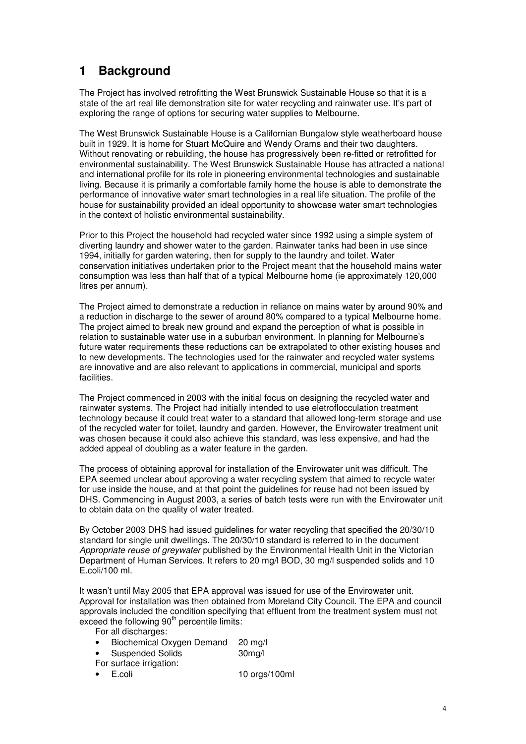# 1 Background

The Project has involved retrofitting the West Brunswick Sustainable House so that it is a state of the art real life demonstration site for water recycling and rainwater use. It's part of exploring the range of options for securing water supplies to Melbourne.

The West Brunswick Sustainable House is a Californian Bungalow style weatherboard house built in 1929. It is home for Stuart McQuire and Wendy Orams and their two daughters. Without renovating or rebuilding, the house has progressively been re-fitted or retrofitted for environmental sustainability. The West Brunswick Sustainable House has attracted a national and international profile for its role in pioneering environmental technologies and sustainable living. Because it is primarily a comfortable family home the house is able to demonstrate the performance of innovative water smart technologies in a real life situation. The profile of the house for sustainability provided an ideal opportunity to showcase water smart technologies in the context of holistic environmental sustainability.

Prior to this Project the household had recycled water since 1992 using a simple system of diverting laundry and shower water to the garden. Rainwater tanks had been in use since 1994, initially for garden watering, then for supply to the laundry and toilet. Water conservation initiatives undertaken prior to the Project meant that the household mains water consumption was less than half that of a typical Melbourne home (ie approximately 120,000 litres per annum).

The Project aimed to demonstrate a reduction in reliance on mains water by around 90% and a reduction in discharge to the sewer of around 80% compared to a typical Melbourne home. The project aimed to break new ground and expand the perception of what is possible in relation to sustainable water use in a suburban environment. In planning for Melbourne's future water requirements these reductions can be extrapolated to other existing houses and to new developments. The technologies used for the rainwater and recycled water systems are innovative and are also relevant to applications in commercial, municipal and sports facilities.

The Project commenced in 2003 with the initial focus on designing the recycled water and rainwater systems. The Project had initially intended to use eletroflocculation treatment technology because it could treat water to a standard that allowed long-term storage and use of the recycled water for toilet, laundry and garden. However, the Envirowater treatment unit was chosen because it could also achieve this standard, was less expensive, and had the added appeal of doubling as a water feature in the garden.

The process of obtaining approval for installation of the Envirowater unit was difficult. The EPA seemed unclear about approving a water recycling system that aimed to recycle water for use inside the house, and at that point the guidelines for reuse had not been issued by DHS. Commencing in August 2003, a series of batch tests were run with the Envirowater unit to obtain data on the quality of water treated.

By October 2003 DHS had issued guidelines for water recycling that specified the 20/30/10 standard for single unit dwellings. The 20/30/10 standard is referred to in the document *Appropriate reuse of greywater* published by the Environmental Health Unit in the Victorian Department of Human Services. It refers to 20 mg/l BOD, 30 mg/l suspended solids and 10 E.coli/100 ml.

It wasn't until May 2005 that EPA approval was issued for use of the Envirowater unit. Approval for installation was then obtained from Moreland City Council. The EPA and council approvals included the condition specifying that effluent from the treatment system must not exceed the following 90$^{th}$ percentile limits:

For all discharges:

- Biochemical Oxygen Demand 20 mg/l
- Suspended Solids 30mg/l

For surface irrigation:

- E.coli 10 orgs/100ml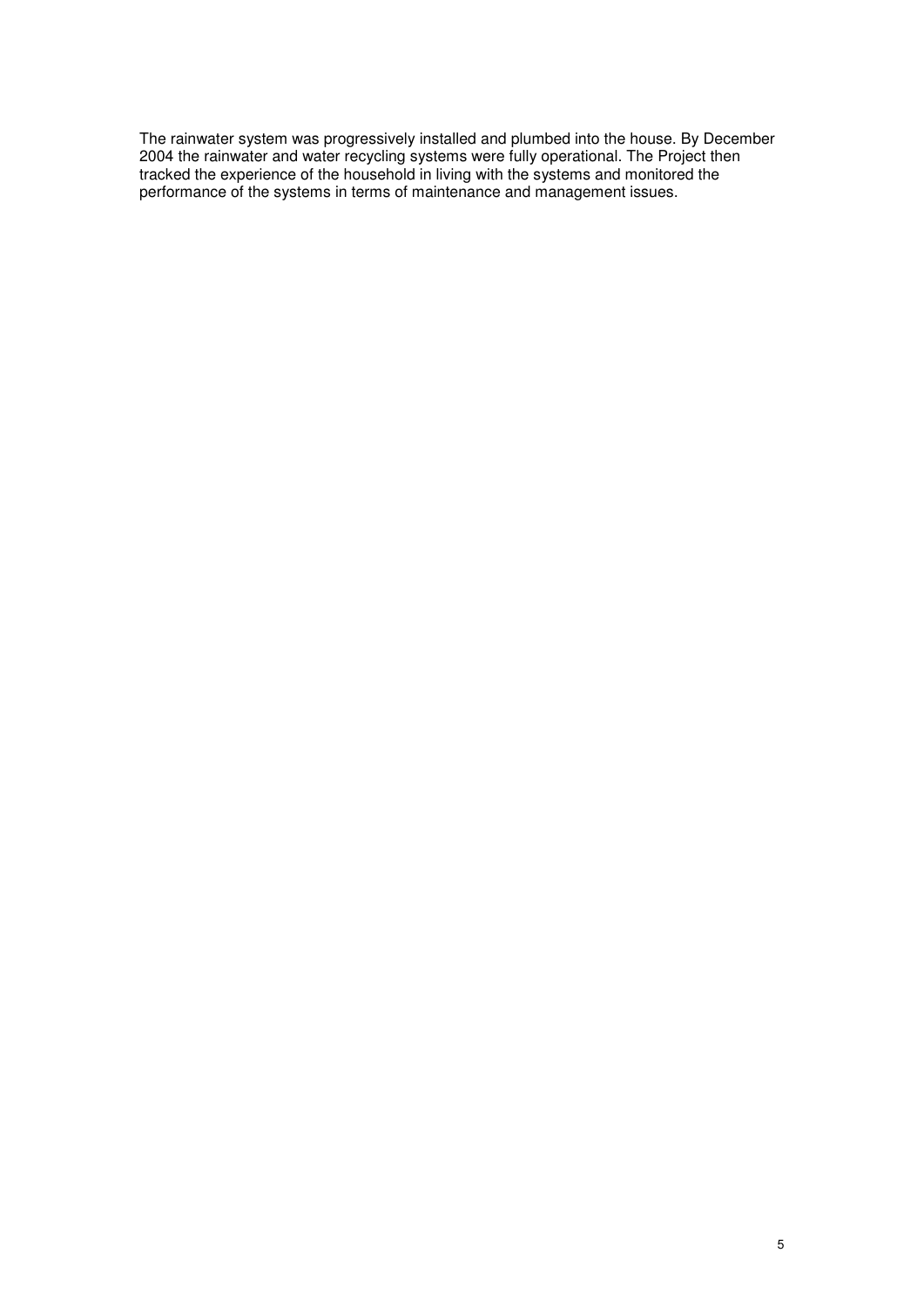The rainwater system was progressively installed and plumbed into the house. By December 2004 the rainwater and water recycling systems were fully operational. The Project then tracked the experience of the household in living with the systems and monitored the performance of the systems in terms of maintenance and management issues.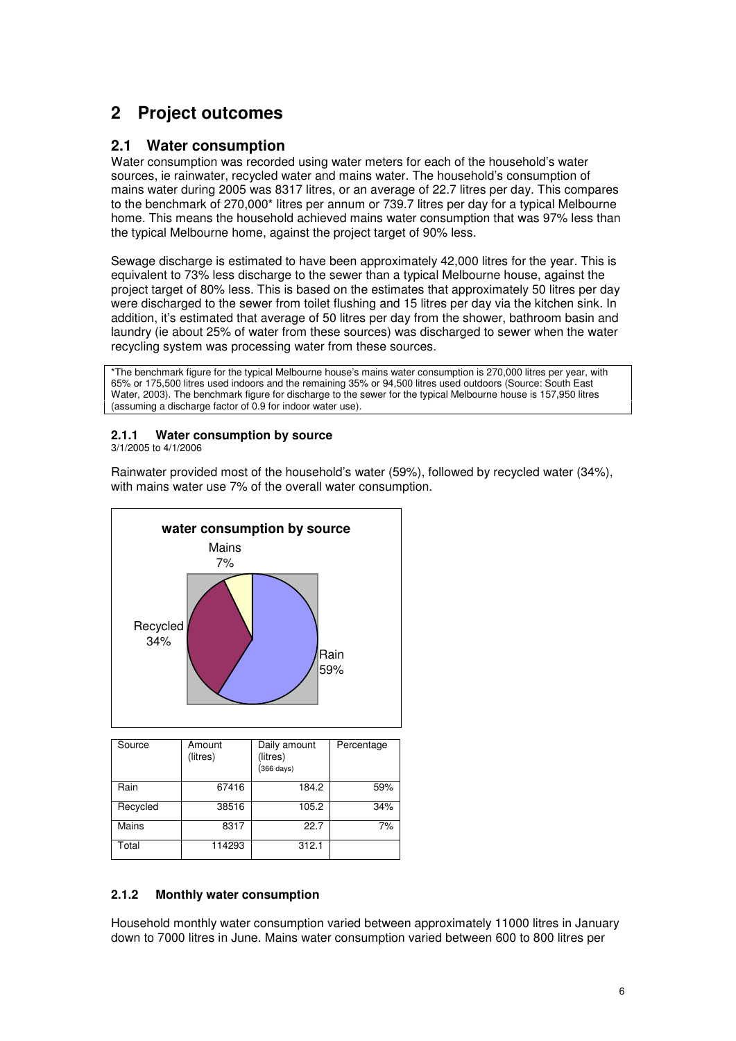# 2 Project outcomes

## 2.1 Water consumption

Water consumption was recorded using water meters for each of the household's water sources, ie rainwater, recycled water and mains water. The household's consumption of mains water during 2005 was 8317 litres, or an average of 22.7 litres per day. This compares to the benchmark of 270,000* litres per annum or 739.7 litres per day for a typical Melbourne home. This means the household achieved mains water consumption that was 97% less than the typical Melbourne home, against the project target of 90% less.

Sewage discharge is estimated to have been approximately 42,000 litres for the year. This is equivalent to 73% less discharge to the sewer than a typical Melbourne house, against the project target of 80% less. This is based on the estimates that approximately 50 litres per day were discharged to the sewer from toilet flushing and 15 litres per day via the kitchen sink. In addition, it's estimated that average of 50 litres per day from the shower, bathroom basin and laundry (ie about 25% of water from these sources) was discharged to sewer when the water recycling system was processing water from these sources.

*The benchmark figure for the typical Melbourne house's mains water consumption is 270,000 litres per year, with 65% or 175,500 litres used indoors and the remaining 35% or 94,500 litres used outdoors (Source: South East Water, 2003). The benchmark figure for discharge to the sewer for the typical Melbourne house is 157,950 litres (assuming a discharge factor of 0.9 for indoor water use).

### 2.1.1 Water consumption by source

3/1/2005 to 4/1/2006

Rainwater provided most of the household's water (59%), followed by recycled water (34%), with mains water use 7% of the overall water consumption.

**water consumption by source**

Mains 7%, Recycled 34%, Rain 59%

| Source | Amount (litres) | Daily amount (litres) (366 days) | Percentage |
|---|---|---|---|
| Rain | 67416 | 184.2 | 59% |
| Recycled | 38516 | 105.2 | 34% |
| Mains | 8317 | 22.7 | 7% |
| Total | 114293 | 312.1 | |

### 2.1.2 Monthly water consumption

Household monthly water consumption varied between approximately 11000 litres in January down to 7000 litres in June. Mains water consumption varied between 600 to 800 litres per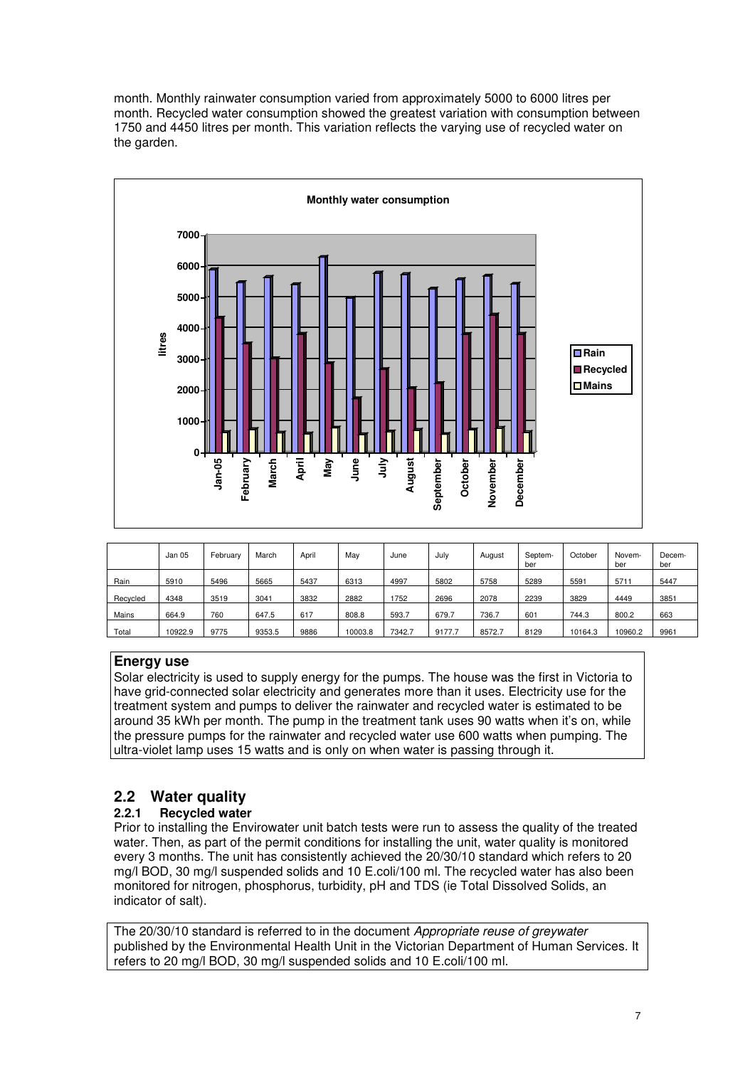month. Monthly rainwater consumption varied from approximately 5000 to 6000 litres per month. Recycled water consumption showed the greatest variation with consumption between 1750 and 4450 litres per month. This variation reflects the varying use of recycled water on the garden.

|  | Jan 05 | February | March | April | May | June | July | August | Septem-ber | October | Novem-ber | Decem-ber |
|---|---|---|---|---|---|---|---|---|---|---|---|---|
| Rain | 5910 | 5496 | 5665 | 5437 | 6313 | 4997 | 5802 | 5758 | 5289 | 5591 | 5711 | 5447 |
| Recycled | 4348 | 3519 | 3041 | 3832 | 2882 | 1752 | 2696 | 2078 | 2239 | 3829 | 4449 | 3851 |
| Mains | 664.9 | 760 | 647.5 | 617 | 808.8 | 593.7 | 679.7 | 736.7 | 601 | 744.3 | 800.2 | 663 |
| Total | 10922.9 | 9775 | 9353.5 | 9886 | 10003.8 | 7342.7 | 9177.7 | 8572.7 | 8129 | 10164.3 | 10960.2 | 9961 |

**Energy use**

Solar electricity is used to supply energy for the pumps. The house was the first in Victoria to have grid-connected solar electricity and generates more than it uses. Electricity use for the treatment system and pumps to deliver the rainwater and recycled water is estimated to be around 35 kWh per month. The pump in the treatment tank uses 90 watts when it's on, while the pressure pumps for the rainwater and recycled water use 600 watts when pumping. The ultra-violet lamp uses 15 watts and is only on when water is passing through it.

## 2.2 Water quality

### 2.2.1 Recycled water

Prior to installing the Envirowater unit batch tests were run to assess the quality of the treated water. Then, as part of the permit conditions for installing the unit, water quality is monitored every 3 months. The unit has consistently achieved the 20/30/10 standard which refers to 20 mg/l BOD, 30 mg/l suspended solids and 10 E.coli/100 ml. The recycled water has also been monitored for nitrogen, phosphorus, turbidity, pH and TDS (ie Total Dissolved Solids, an indicator of salt).

The 20/30/10 standard is referred to in the document *Appropriate reuse of greywater* published by the Environmental Health Unit in the Victorian Department of Human Services. It refers to 20 mg/l BOD, 30 mg/l suspended solids and 10 E.coli/100 ml.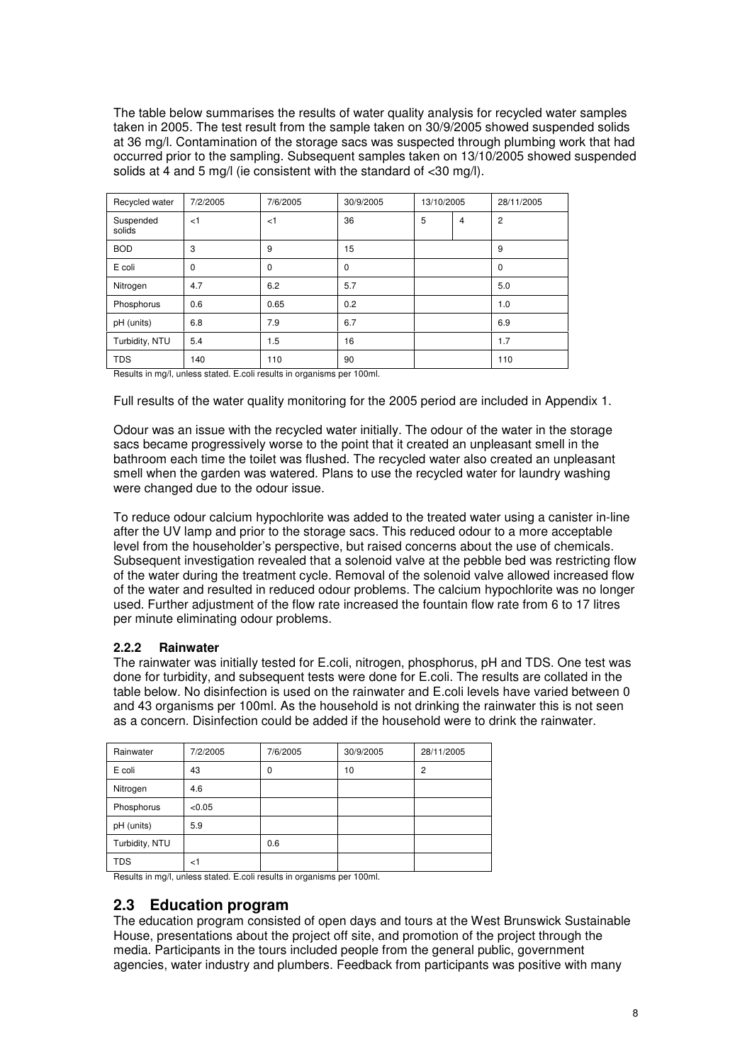The table below summarises the results of water quality analysis for recycled water samples taken in 2005. The test result from the sample taken on 30/9/2005 showed suspended solids at 36 mg/l. Contamination of the storage sacs was suspected through plumbing work that had occurred prior to the sampling. Subsequent samples taken on 13/10/2005 showed suspended solids at 4 and 5 mg/l (ie consistent with the standard of <30 mg/l).

| Recycled water | 7/2/2005 | 7/6/2005 | 30/9/2005 | 13/10/2005 | | 28/11/2005 |
|---|---|---|---|---|---|---|
| Suspended solids | <1 | <1 | 36 | 5 | 4 | 2 |
| BOD | 3 | 9 | 15 | | | 9 |
| E coli | 0 | 0 | 0 | | | 0 |
| Nitrogen | 4.7 | 6.2 | 5.7 | | | 5.0 |
| Phosphorus | 0.6 | 0.65 | 0.2 | | | 1.0 |
| pH (units) | 6.8 | 7.9 | 6.7 | | | 6.9 |
| Turbidity, NTU | 5.4 | 1.5 | 16 | | | 1.7 |
| TDS | 140 | 110 | 90 | | | 110 |

Results in mg/l, unless stated. E.coli results in organisms per 100ml.

Full results of the water quality monitoring for the 2005 period are included in Appendix 1.

Odour was an issue with the recycled water initially. The odour of the water in the storage sacs became progressively worse to the point that it created an unpleasant smell in the bathroom each time the toilet was flushed. The recycled water also created an unpleasant smell when the garden was watered. Plans to use the recycled water for laundry washing were changed due to the odour issue.

To reduce odour calcium hypochlorite was added to the treated water using a canister in-line after the UV lamp and prior to the storage sacs. This reduced odour to a more acceptable level from the householder's perspective, but raised concerns about the use of chemicals. Subsequent investigation revealed that a solenoid valve at the pebble bed was restricting flow of the water during the treatment cycle. Removal of the solenoid valve allowed increased flow of the water and resulted in reduced odour problems. The calcium hypochlorite was no longer used. Further adjustment of the flow rate increased the fountain flow rate from 6 to 17 litres per minute eliminating odour problems.

### 2.2.2 Rainwater

The rainwater was initially tested for E.coli, nitrogen, phosphorus, pH and TDS. One test was done for turbidity, and subsequent tests were done for E.coli. The results are collated in the table below. No disinfection is used on the rainwater and E.coli levels have varied between 0 and 43 organisms per 100ml. As the household is not drinking the rainwater this is not seen as a concern. Disinfection could be added if the household were to drink the rainwater.

| Rainwater | 7/2/2005 | 7/6/2005 | 30/9/2005 | 28/11/2005 |
|---|---|---|---|---|
| E coli | 43 | 0 | 10 | 2 |
| Nitrogen | 4.6 | | | |
| Phosphorus | <0.05 | | | |
| pH (units) | 5.9 | | | |
| Turbidity, NTU | | 0.6 | | |
| TDS | <1 | | | |

Results in mg/l, unless stated. E.coli results in organisms per 100ml.

## 2.3 Education program

The education program consisted of open days and tours at the West Brunswick Sustainable House, presentations about the project off site, and promotion of the project through the media. Participants in the tours included people from the general public, government agencies, water industry and plumbers. Feedback from participants was positive with many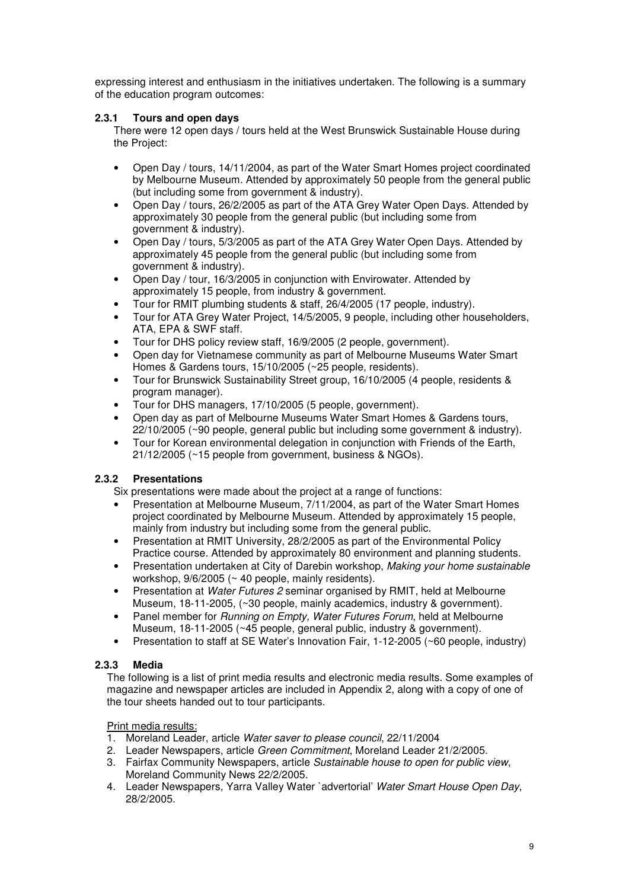expressing interest and enthusiasm in the initiatives undertaken. The following is a summary of the education program outcomes:

### 2.3.1 Tours and open days

There were 12 open days / tours held at the West Brunswick Sustainable House during the Project:

- Open Day / tours, 14/11/2004, as part of the Water Smart Homes project coordinated by Melbourne Museum. Attended by approximately 50 people from the general public (but including some from government & industry).
- Open Day / tours, 26/2/2005 as part of the ATA Grey Water Open Days. Attended by approximately 30 people from the general public (but including some from government & industry).
- Open Day / tours, 5/3/2005 as part of the ATA Grey Water Open Days. Attended by approximately 45 people from the general public (but including some from government & industry).
- Open Day / tour, 16/3/2005 in conjunction with Envirowater. Attended by approximately 15 people, from industry & government.
- Tour for RMIT plumbing students & staff, 26/4/2005 (17 people, industry).
- Tour for ATA Grey Water Project, 14/5/2005, 9 people, including other householders, ATA, EPA & SWF staff.
- Tour for DHS policy review staff, 16/9/2005 (2 people, government).
- Open day for Vietnamese community as part of Melbourne Museums Water Smart Homes & Gardens tours, 15/10/2005 (~25 people, residents).
- Tour for Brunswick Sustainability Street group, 16/10/2005 (4 people, residents & program manager).
- Tour for DHS managers, 17/10/2005 (5 people, government).
- Open day as part of Melbourne Museums Water Smart Homes & Gardens tours, 22/10/2005 (~90 people, general public but including some government & industry).
- Tour for Korean environmental delegation in conjunction with Friends of the Earth, 21/12/2005 (~15 people from government, business & NGOs).

### 2.3.2 Presentations

Six presentations were made about the project at a range of functions:

- Presentation at Melbourne Museum, 7/11/2004, as part of the Water Smart Homes project coordinated by Melbourne Museum. Attended by approximately 15 people, mainly from industry but including some from the general public.
- Presentation at RMIT University, 28/2/2005 as part of the Environmental Policy Practice course. Attended by approximately 80 environment and planning students.
- Presentation undertaken at City of Darebin workshop, *Making your home sustainable* workshop, 9/6/2005 (~ 40 people, mainly residents).
- Presentation at *Water Futures 2* seminar organised by RMIT, held at Melbourne Museum, 18-11-2005, (~30 people, mainly academics, industry & government).
- Panel member for *Running on Empty, Water Futures Forum*, held at Melbourne Museum, 18-11-2005 (~45 people, general public, industry & government).
- Presentation to staff at SE Water's Innovation Fair, 1-12-2005 (~60 people, industry)

### 2.3.3 Media

The following is a list of print media results and electronic media results. Some examples of magazine and newspaper articles are included in Appendix 2, along with a copy of one of the tour sheets handed out to tour participants.

<u>Print media results:</u>

1. Moreland Leader, article *Water saver to please council*, 22/11/2004
2. Leader Newspapers, article *Green Commitment*, Moreland Leader 21/2/2005.
3. Fairfax Community Newspapers, article *Sustainable house to open for public view*, Moreland Community News 22/2/2005.
4. Leader Newspapers, Yarra Valley Water `advertorial' *Water Smart House Open Day*, 28/2/2005.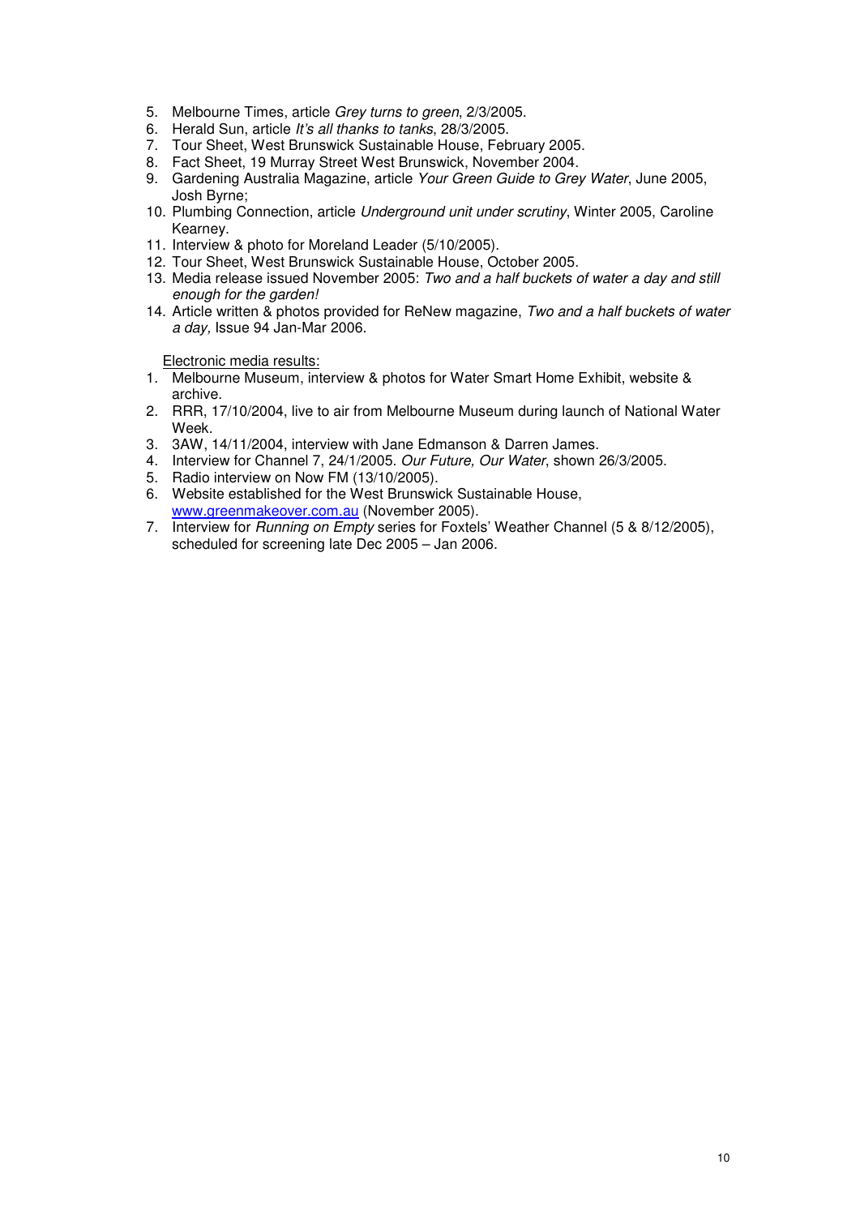5. Melbourne Times, article *Grey turns to green*, 2/3/2005.
6. Herald Sun, article *It's all thanks to tanks*, 28/3/2005.
7. Tour Sheet, West Brunswick Sustainable House, February 2005.
8. Fact Sheet, 19 Murray Street West Brunswick, November 2004.
9. Gardening Australia Magazine, article *Your Green Guide to Grey Water*, June 2005, Josh Byrne;
10. Plumbing Connection, article *Underground unit under scrutiny*, Winter 2005, Caroline Kearney.
11. Interview & photo for Moreland Leader (5/10/2005).
12. Tour Sheet, West Brunswick Sustainable House, October 2005.
13. Media release issued November 2005: *Two and a half buckets of water a day and still enough for the garden!*
14. Article written & photos provided for ReNew magazine, *Two and a half buckets of water a day,* Issue 94 Jan-Mar 2006.

Electronic media results:

1. Melbourne Museum, interview & photos for Water Smart Home Exhibit, website & archive.
2. RRR, 17/10/2004, live to air from Melbourne Museum during launch of National Water Week.
3. 3AW, 14/11/2004, interview with Jane Edmanson & Darren James.
4. Interview for Channel 7, 24/1/2005. *Our Future, Our Water*, shown 26/3/2005.
5. Radio interview on Now FM (13/10/2005).
6. Website established for the West Brunswick Sustainable House, www.greenmakeover.com.au (November 2005).
7. Interview for *Running on Empty* series for Foxtels' Weather Channel (5 & 8/12/2005), scheduled for screening late Dec 2005 – Jan 2006.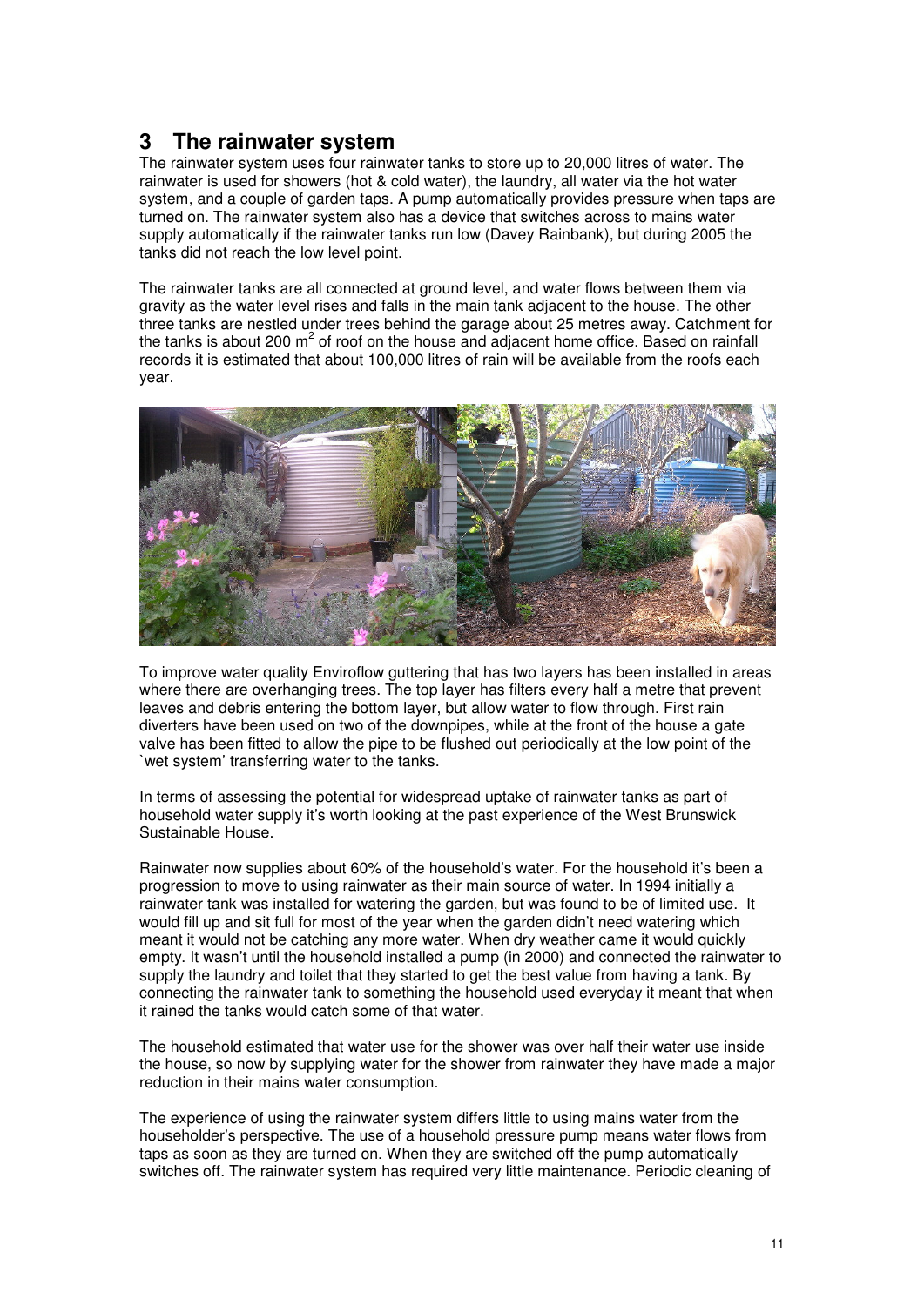## 3 The rainwater system

The rainwater system uses four rainwater tanks to store up to 20,000 litres of water. The rainwater is used for showers (hot & cold water), the laundry, all water via the hot water system, and a couple of garden taps. A pump automatically provides pressure when taps are turned on. The rainwater system also has a device that switches across to mains water supply automatically if the rainwater tanks run low (Davey Rainbank), but during 2005 the tanks did not reach the low level point.

The rainwater tanks are all connected at ground level, and water flows between them via gravity as the water level rises and falls in the main tank adjacent to the house. The other three tanks are nestled under trees behind the garage about 25 metres away. Catchment for the tanks is about 200 $m^2$ of roof on the house and adjacent home office. Based on rainfall records it is estimated that about 100,000 litres of rain will be available from the roofs each year.

To improve water quality Enviroflow guttering that has two layers has been installed in areas where there are overhanging trees. The top layer has filters every half a metre that prevent leaves and debris entering the bottom layer, but allow water to flow through. First rain diverters have been used on two of the downpipes, while at the front of the house a gate valve has been fitted to allow the pipe to be flushed out periodically at the low point of the `wet system' transferring water to the tanks.

In terms of assessing the potential for widespread uptake of rainwater tanks as part of household water supply it's worth looking at the past experience of the West Brunswick Sustainable House.

Rainwater now supplies about 60% of the household's water. For the household it's been a progression to move to using rainwater as their main source of water. In 1994 initially a rainwater tank was installed for watering the garden, but was found to be of limited use. It would fill up and sit full for most of the year when the garden didn't need watering which meant it would not be catching any more water. When dry weather came it would quickly empty. It wasn't until the household installed a pump (in 2000) and connected the rainwater to supply the laundry and toilet that they started to get the best value from having a tank. By connecting the rainwater tank to something the household used everyday it meant that when it rained the tanks would catch some of that water.

The household estimated that water use for the shower was over half their water use inside the house, so now by supplying water for the shower from rainwater they have made a major reduction in their mains water consumption.

The experience of using the rainwater system differs little to using mains water from the householder's perspective. The use of a household pressure pump means water flows from taps as soon as they are turned on. When they are switched off the pump automatically switches off. The rainwater system has required very little maintenance. Periodic cleaning of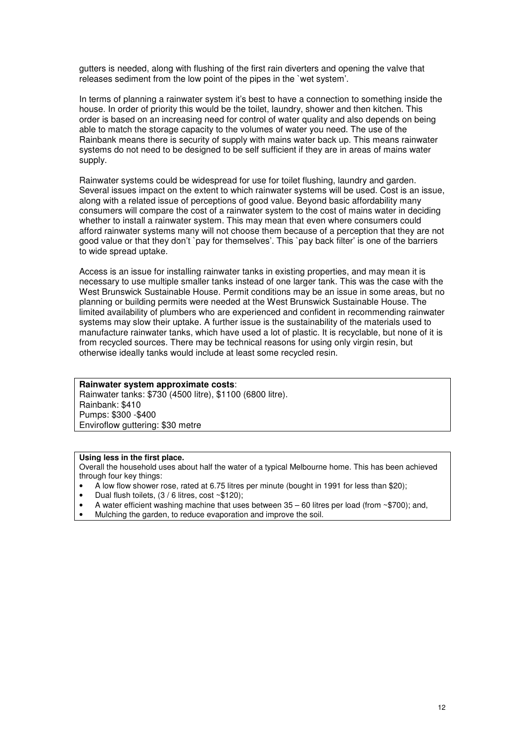gutters is needed, along with flushing of the first rain diverters and opening the valve that releases sediment from the low point of the pipes in the `wet system'.

In terms of planning a rainwater system it's best to have a connection to something inside the house. In order of priority this would be the toilet, laundry, shower and then kitchen. This order is based on an increasing need for control of water quality and also depends on being able to match the storage capacity to the volumes of water you need. The use of the Rainbank means there is security of supply with mains water back up. This means rainwater systems do not need to be designed to be self sufficient if they are in areas of mains water supply.

Rainwater systems could be widespread for use for toilet flushing, laundry and garden. Several issues impact on the extent to which rainwater systems will be used. Cost is an issue, along with a related issue of perceptions of good value. Beyond basic affordability many consumers will compare the cost of a rainwater system to the cost of mains water in deciding whether to install a rainwater system. This may mean that even where consumers could afford rainwater systems many will not choose them because of a perception that they are not good value or that they don't `pay for themselves'. This `pay back filter' is one of the barriers to wide spread uptake.

Access is an issue for installing rainwater tanks in existing properties, and may mean it is necessary to use multiple smaller tanks instead of one larger tank. This was the case with the West Brunswick Sustainable House. Permit conditions may be an issue in some areas, but no planning or building permits were needed at the West Brunswick Sustainable House. The limited availability of plumbers who are experienced and confident in recommending rainwater systems may slow their uptake. A further issue is the sustainability of the materials used to manufacture rainwater tanks, which have used a lot of plastic. It is recyclable, but none of it is from recycled sources. There may be technical reasons for using only virgin resin, but otherwise ideally tanks would include at least some recycled resin.

**Rainwater system approximate costs**:
Rainwater tanks: $730 (4500 litre), $1100 (6800 litre).
Rainbank: $410
Pumps: $300 -$400
Enviroflow guttering: $30 metre

**Using less in the first place.**
Overall the household uses about half the water of a typical Melbourne home. This has been achieved through four key things:

- A low flow shower rose, rated at 6.75 litres per minute (bought in 1991 for less than $20);
- Dual flush toilets, (3 / 6 litres, cost ~$120);
- A water efficient washing machine that uses between 35 – 60 litres per load (from ~$700); and,
- Mulching the garden, to reduce evaporation and improve the soil.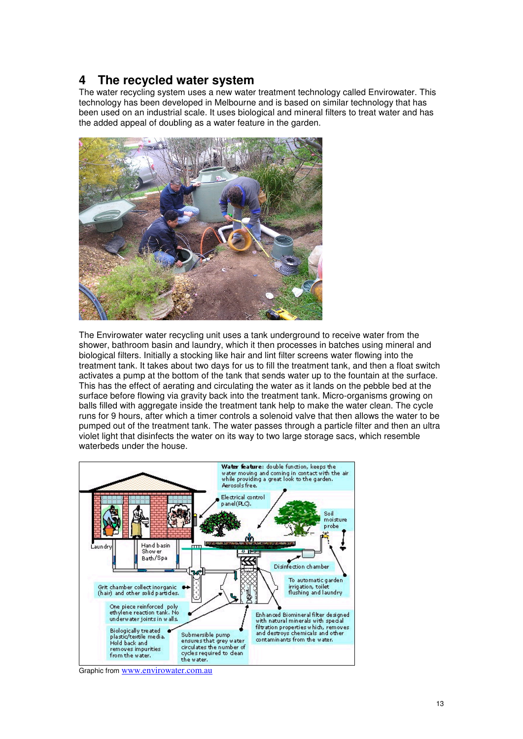## 4 The recycled water system

The water recycling system uses a new water treatment technology called Envirowater. This technology has been developed in Melbourne and is based on similar technology that has been used on an industrial scale. It uses biological and mineral filters to treat water and has the added appeal of doubling as a water feature in the garden.

The Envirowater water recycling unit uses a tank underground to receive water from the shower, bathroom basin and laundry, which it then processes in batches using mineral and biological filters. Initially a stocking like hair and lint filter screens water flowing into the treatment tank. It takes about two days for us to fill the treatment tank, and then a float switch activates a pump at the bottom of the tank that sends water up to the fountain at the surface. This has the effect of aerating and circulating the water as it lands on the pebble bed at the surface before flowing via gravity back into the treatment tank. Micro-organisms growing on balls filled with aggregate inside the treatment tank help to make the water clean. The cycle runs for 9 hours, after which a timer controls a solenoid valve that then allows the water to be pumped out of the treatment tank. The water passes through a particle filter and then an ultra violet light that disinfects the water on its way to two large storage sacs, which resemble waterbeds under the house.

Graphic from www.envirowater.com.au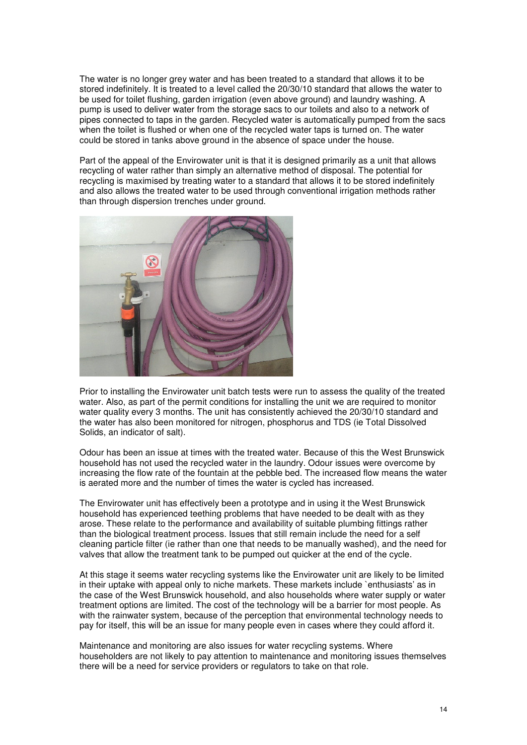The water is no longer grey water and has been treated to a standard that allows it to be stored indefinitely. It is treated to a level called the 20/30/10 standard that allows the water to be used for toilet flushing, garden irrigation (even above ground) and laundry washing. A pump is used to deliver water from the storage sacs to our toilets and also to a network of pipes connected to taps in the garden. Recycled water is automatically pumped from the sacs when the toilet is flushed or when one of the recycled water taps is turned on. The water could be stored in tanks above ground in the absence of space under the house.

Part of the appeal of the Envirowater unit is that it is designed primarily as a unit that allows recycling of water rather than simply an alternative method of disposal. The potential for recycling is maximised by treating water to a standard that allows it to be stored indefinitely and also allows the treated water to be used through conventional irrigation methods rather than through dispersion trenches under ground.

Prior to installing the Envirowater unit batch tests were run to assess the quality of the treated water. Also, as part of the permit conditions for installing the unit we are required to monitor water quality every 3 months. The unit has consistently achieved the 20/30/10 standard and the water has also been monitored for nitrogen, phosphorus and TDS (ie Total Dissolved Solids, an indicator of salt).

Odour has been an issue at times with the treated water. Because of this the West Brunswick household has not used the recycled water in the laundry. Odour issues were overcome by increasing the flow rate of the fountain at the pebble bed. The increased flow means the water is aerated more and the number of times the water is cycled has increased.

The Envirowater unit has effectively been a prototype and in using it the West Brunswick household has experienced teething problems that have needed to be dealt with as they arose. These relate to the performance and availability of suitable plumbing fittings rather than the biological treatment process. Issues that still remain include the need for a self cleaning particle filter (ie rather than one that needs to be manually washed), and the need for valves that allow the treatment tank to be pumped out quicker at the end of the cycle.

At this stage it seems water recycling systems like the Envirowater unit are likely to be limited in their uptake with appeal only to niche markets. These markets include `enthusiasts' as in the case of the West Brunswick household, and also households where water supply or water treatment options are limited. The cost of the technology will be a barrier for most people. As with the rainwater system, because of the perception that environmental technology needs to pay for itself, this will be an issue for many people even in cases where they could afford it.

Maintenance and monitoring are also issues for water recycling systems. Where householders are not likely to pay attention to maintenance and monitoring issues themselves there will be a need for service providers or regulators to take on that role.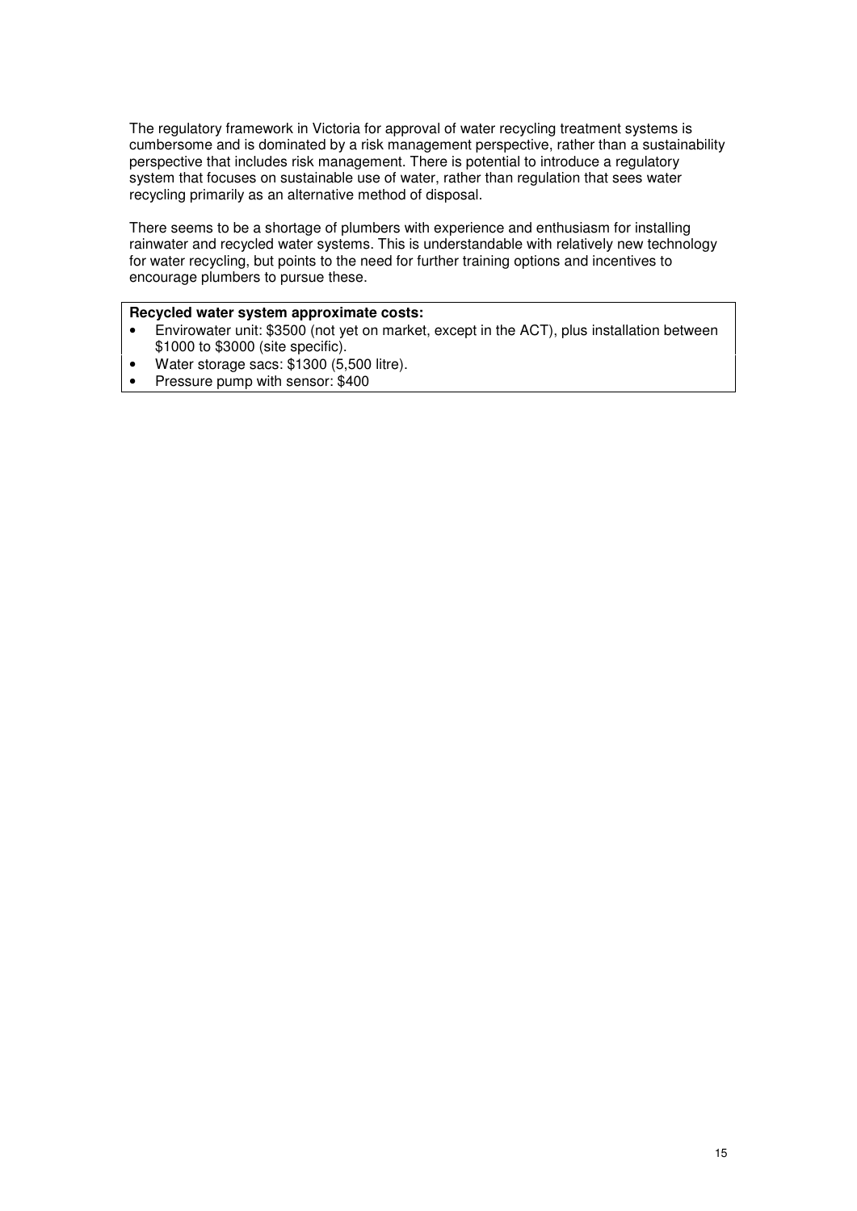The regulatory framework in Victoria for approval of water recycling treatment systems is cumbersome and is dominated by a risk management perspective, rather than a sustainability perspective that includes risk management. There is potential to introduce a regulatory system that focuses on sustainable use of water, rather than regulation that sees water recycling primarily as an alternative method of disposal.

There seems to be a shortage of plumbers with experience and enthusiasm for installing rainwater and recycled water systems. This is understandable with relatively new technology for water recycling, but points to the need for further training options and incentives to encourage plumbers to pursue these.

**Recycled water system approximate costs:**

- Envirowater unit: $3500 (not yet on market, except in the ACT), plus installation between $1000 to $3000 (site specific).
- Water storage sacs: $1300 (5,500 litre).
- Pressure pump with sensor: $400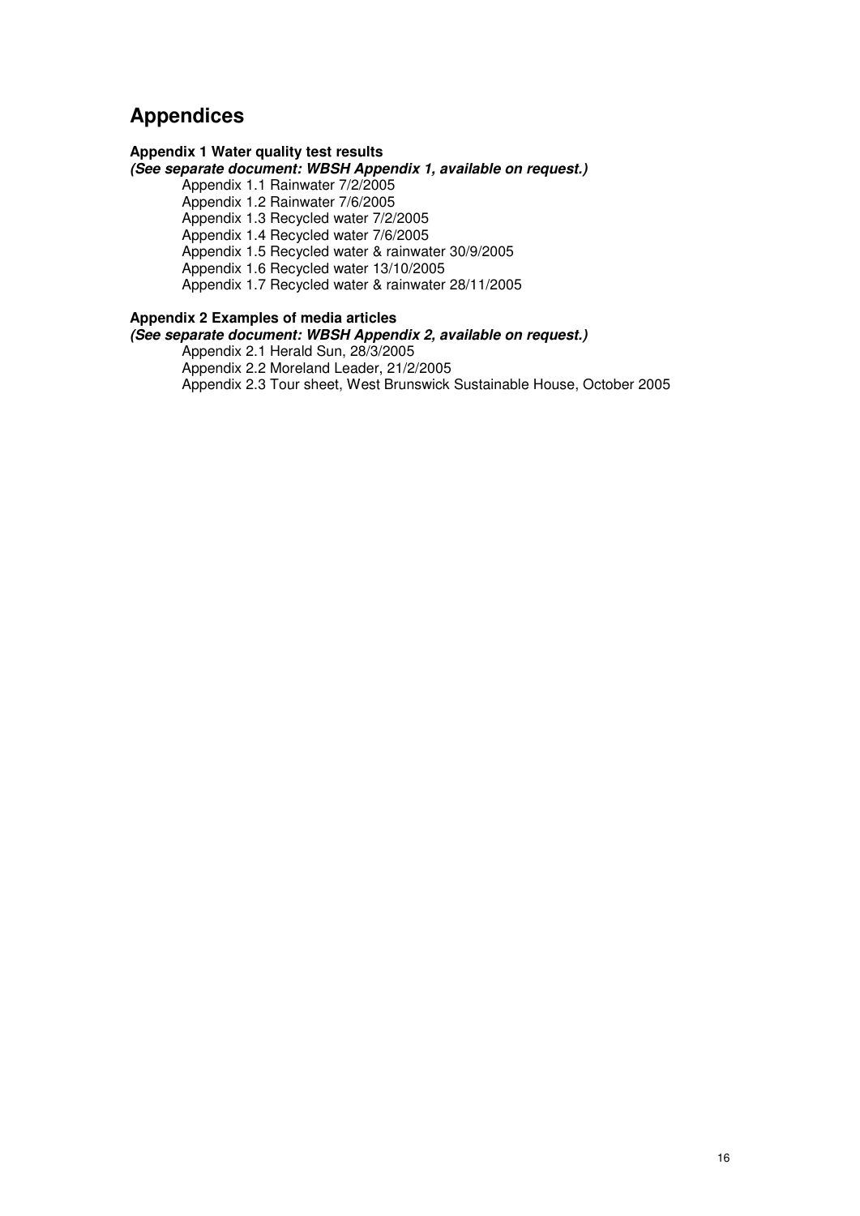# Appendices

**Appendix 1 Water quality test results**

***(See separate document: WBSH Appendix 1, available on request.)***

- Appendix 1.1 Rainwater 7/2/2005
- Appendix 1.2 Rainwater 7/6/2005
- Appendix 1.3 Recycled water 7/2/2005
- Appendix 1.4 Recycled water 7/6/2005
- Appendix 1.5 Recycled water & rainwater 30/9/2005
- Appendix 1.6 Recycled water 13/10/2005
- Appendix 1.7 Recycled water & rainwater 28/11/2005

**Appendix 2 Examples of media articles**

***(See separate document: WBSH Appendix 2, available on request.)***

- Appendix 2.1 Herald Sun, 28/3/2005
- Appendix 2.2 Moreland Leader, 21/2/2005
- Appendix 2.3 Tour sheet, West Brunswick Sustainable House, October 2005